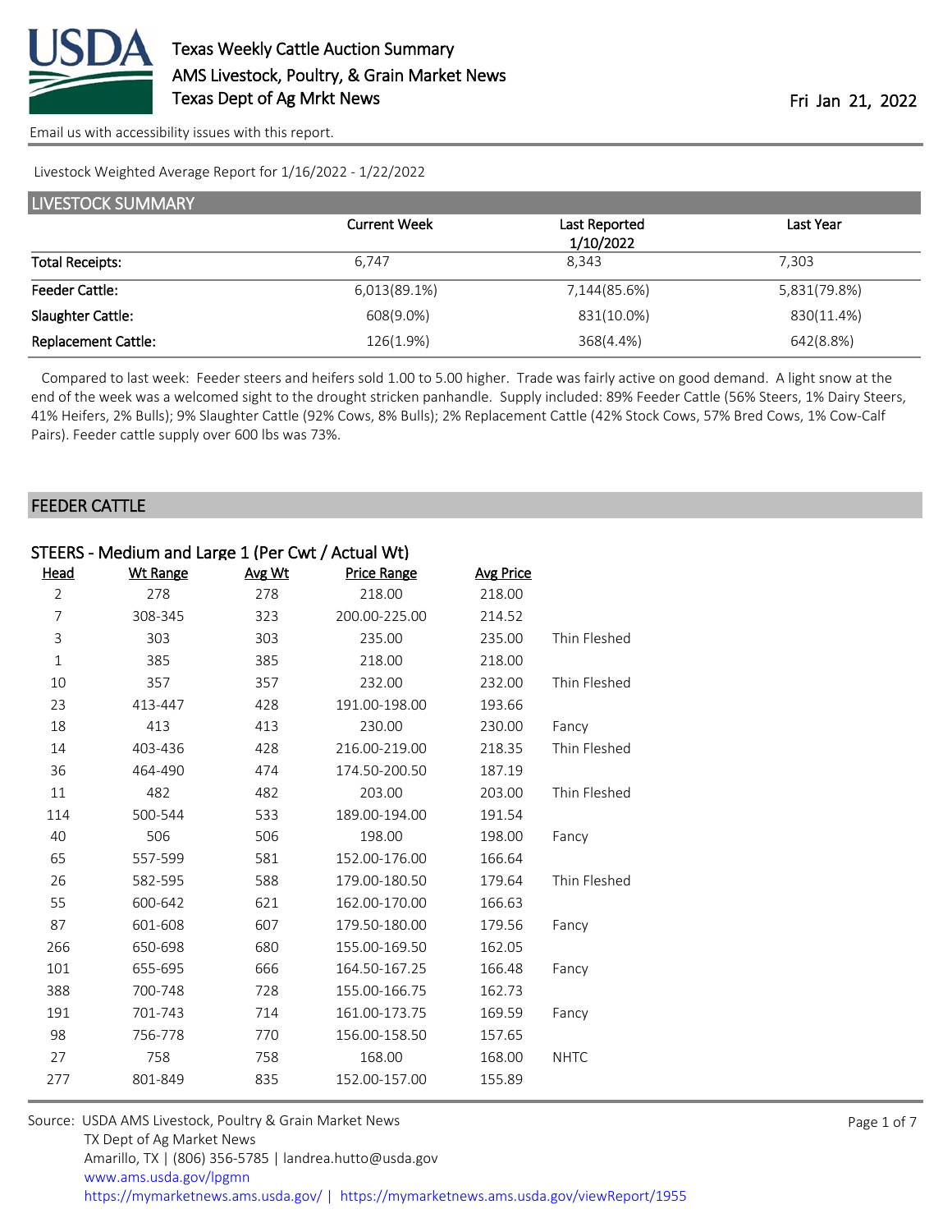# Texas Weekly Cattle Auction Summary

AMS Livestock, Poultry, & Grain Market News

Texas Dept of Ag Mrkt News

Fri Jan 21, 2022

Email us with accessibility issues with this report.

Livestock Weighted Average Report for 1/16/2022 - 1/22/2022

## LIVESTOCK SUMMARY

| | Current Week | Last Reported 1/10/2022 | Last Year |
|---|---|---|---|
| Total Receipts: | 6,747 | 8,343 | 7,303 |
| Feeder Cattle: | 6,013(89.1%) | 7,144(85.6%) | 5,831(79.8%) |
| Slaughter Cattle: | 608(9.0%) | 831(10.0%) | 830(11.4%) |
| Replacement Cattle: | 126(1.9%) | 368(4.4%) | 642(8.8%) |

Compared to last week: Feeder steers and heifers sold 1.00 to 5.00 higher. Trade was fairly active on good demand. A light snow at the end of the week was a welcomed sight to the drought stricken panhandle. Supply included: 89% Feeder Cattle (56% Steers, 1% Dairy Steers, 41% Heifers, 2% Bulls); 9% Slaughter Cattle (92% Cows, 8% Bulls); 2% Replacement Cattle (42% Stock Cows, 57% Bred Cows, 1% Cow-Calf Pairs). Feeder cattle supply over 600 lbs was 73%.

## FEEDER CATTLE

### STEERS - Medium and Large 1 (Per Cwt / Actual Wt)

| Head | Wt Range | Avg Wt | Price Range | Avg Price | |
|---|---|---|---|---|---|
| 2 | 278 | 278 | 218.00 | 218.00 | |
| 7 | 308-345 | 323 | 200.00-225.00 | 214.52 | |
| 3 | 303 | 303 | 235.00 | 235.00 | Thin Fleshed |
| 1 | 385 | 385 | 218.00 | 218.00 | |
| 10 | 357 | 357 | 232.00 | 232.00 | Thin Fleshed |
| 23 | 413-447 | 428 | 191.00-198.00 | 193.66 | |
| 18 | 413 | 413 | 230.00 | 230.00 | Fancy |
| 14 | 403-436 | 428 | 216.00-219.00 | 218.35 | Thin Fleshed |
| 36 | 464-490 | 474 | 174.50-200.50 | 187.19 | |
| 11 | 482 | 482 | 203.00 | 203.00 | Thin Fleshed |
| 114 | 500-544 | 533 | 189.00-194.00 | 191.54 | |
| 40 | 506 | 506 | 198.00 | 198.00 | Fancy |
| 65 | 557-599 | 581 | 152.00-176.00 | 166.64 | |
| 26 | 582-595 | 588 | 179.00-180.50 | 179.64 | Thin Fleshed |
| 55 | 600-642 | 621 | 162.00-170.00 | 166.63 | |
| 87 | 601-608 | 607 | 179.50-180.00 | 179.56 | Fancy |
| 266 | 650-698 | 680 | 155.00-169.50 | 162.05 | |
| 101 | 655-695 | 666 | 164.50-167.25 | 166.48 | Fancy |
| 388 | 700-748 | 728 | 155.00-166.75 | 162.73 | |
| 191 | 701-743 | 714 | 161.00-173.75 | 169.59 | Fancy |
| 98 | 756-778 | 770 | 156.00-158.50 | 157.65 | |
| 27 | 758 | 758 | 168.00 | 168.00 | NHTC |
| 277 | 801-849 | 835 | 152.00-157.00 | 155.89 | |

Source: USDA AMS Livestock, Poultry & Grain Market News
TX Dept of Ag Market News
Amarillo, TX | (806) 356-5785 | landrea.hutto@usda.gov
www.ams.usda.gov/lpgmn
https://mymarketnews.ams.usda.gov/ | https://mymarketnews.ams.usda.gov/viewReport/1955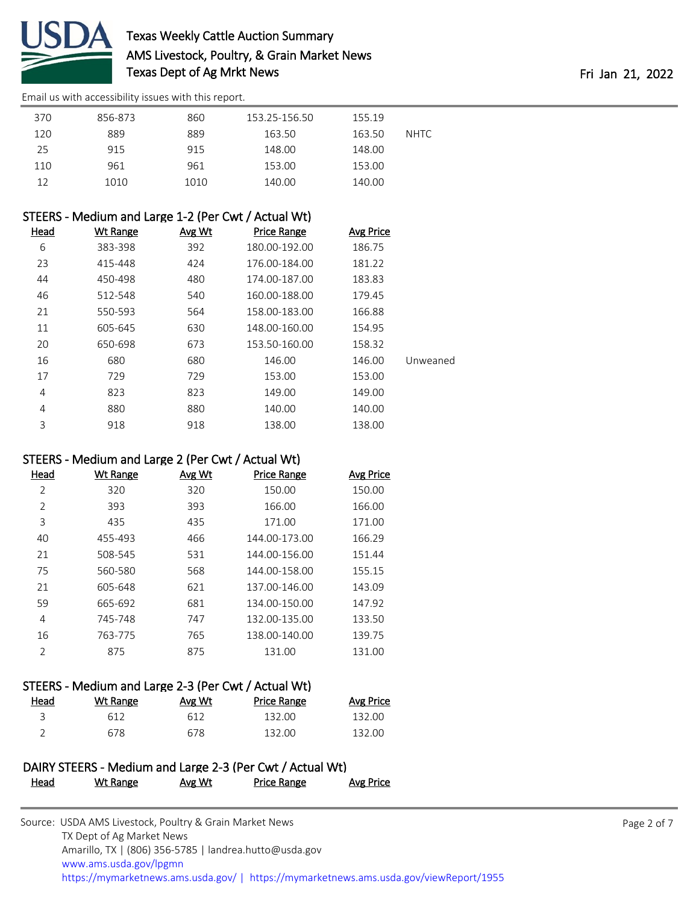| Head | Wt Range | Avg Wt | Price Range | Avg Price | |
|---|---|---|---|---|---|
| 370 | 856-873 | 860 | 153.25-156.50 | 155.19 | |
| 120 | 889 | 889 | 163.50 | 163.50 | NHTC |
| 25 | 915 | 915 | 148.00 | 148.00 | |
| 110 | 961 | 961 | 153.00 | 153.00 | |
| 12 | 1010 | 1010 | 140.00 | 140.00 | |

## STEERS - Medium and Large 1-2 (Per Cwt / Actual Wt)

| Head | Wt Range | Avg Wt | Price Range | Avg Price | |
|---|---|---|---|---|---|
| 6 | 383-398 | 392 | 180.00-192.00 | 186.75 | |
| 23 | 415-448 | 424 | 176.00-184.00 | 181.22 | |
| 44 | 450-498 | 480 | 174.00-187.00 | 183.83 | |
| 46 | 512-548 | 540 | 160.00-188.00 | 179.45 | |
| 21 | 550-593 | 564 | 158.00-183.00 | 166.88 | |
| 11 | 605-645 | 630 | 148.00-160.00 | 154.95 | |
| 20 | 650-698 | 673 | 153.50-160.00 | 158.32 | |
| 16 | 680 | 680 | 146.00 | 146.00 | Unweaned |
| 17 | 729 | 729 | 153.00 | 153.00 | |
| 4 | 823 | 823 | 149.00 | 149.00 | |
| 4 | 880 | 880 | 140.00 | 140.00 | |
| 3 | 918 | 918 | 138.00 | 138.00 | |

## STEERS - Medium and Large 2 (Per Cwt / Actual Wt)

| Head | Wt Range | Avg Wt | Price Range | Avg Price |
|---|---|---|---|---|
| 2 | 320 | 320 | 150.00 | 150.00 |
| 2 | 393 | 393 | 166.00 | 166.00 |
| 3 | 435 | 435 | 171.00 | 171.00 |
| 40 | 455-493 | 466 | 144.00-173.00 | 166.29 |
| 21 | 508-545 | 531 | 144.00-156.00 | 151.44 |
| 75 | 560-580 | 568 | 144.00-158.00 | 155.15 |
| 21 | 605-648 | 621 | 137.00-146.00 | 143.09 |
| 59 | 665-692 | 681 | 134.00-150.00 | 147.92 |
| 4 | 745-748 | 747 | 132.00-135.00 | 133.50 |
| 16 | 763-775 | 765 | 138.00-140.00 | 139.75 |
| 2 | 875 | 875 | 131.00 | 131.00 |

## STEERS - Medium and Large 2-3 (Per Cwt / Actual Wt)

| Head | Wt Range | Avg Wt | Price Range | Avg Price |
|---|---|---|---|---|
| 3 | 612 | 612 | 132.00 | 132.00 |
| 2 | 678 | 678 | 132.00 | 132.00 |

## DAIRY STEERS - Medium and Large 2-3 (Per Cwt / Actual Wt)

| Head | Wt Range | Avg Wt | Price Range | Avg Price |
|---|---|---|---|---|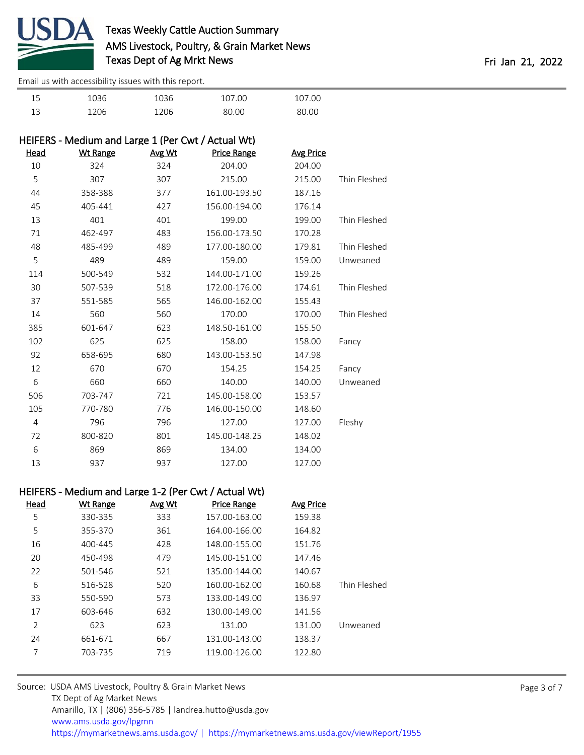| | | | | | |
|---|---|---|---|---|---|
| 15 | 1036 | 1036 | 107.00 | 107.00 | |
| 13 | 1206 | 1206 | 80.00 | 80.00 | |

## HEIFERS - Medium and Large 1 (Per Cwt / Actual Wt)

| Head | Wt Range | Avg Wt | Price Range | Avg Price | |
|---|---|---|---|---|---|
| 10 | 324 | 324 | 204.00 | 204.00 | |
| 5 | 307 | 307 | 215.00 | 215.00 | Thin Fleshed |
| 44 | 358-388 | 377 | 161.00-193.50 | 187.16 | |
| 45 | 405-441 | 427 | 156.00-194.00 | 176.14 | |
| 13 | 401 | 401 | 199.00 | 199.00 | Thin Fleshed |
| 71 | 462-497 | 483 | 156.00-173.50 | 170.28 | |
| 48 | 485-499 | 489 | 177.00-180.00 | 179.81 | Thin Fleshed |
| 5 | 489 | 489 | 159.00 | 159.00 | Unweaned |
| 114 | 500-549 | 532 | 144.00-171.00 | 159.26 | |
| 30 | 507-539 | 518 | 172.00-176.00 | 174.61 | Thin Fleshed |
| 37 | 551-585 | 565 | 146.00-162.00 | 155.43 | |
| 14 | 560 | 560 | 170.00 | 170.00 | Thin Fleshed |
| 385 | 601-647 | 623 | 148.50-161.00 | 155.50 | |
| 102 | 625 | 625 | 158.00 | 158.00 | Fancy |
| 92 | 658-695 | 680 | 143.00-153.50 | 147.98 | |
| 12 | 670 | 670 | 154.25 | 154.25 | Fancy |
| 6 | 660 | 660 | 140.00 | 140.00 | Unweaned |
| 506 | 703-747 | 721 | 145.00-158.00 | 153.57 | |
| 105 | 770-780 | 776 | 146.00-150.00 | 148.60 | |
| 4 | 796 | 796 | 127.00 | 127.00 | Fleshy |
| 72 | 800-820 | 801 | 145.00-148.25 | 148.02 | |
| 6 | 869 | 869 | 134.00 | 134.00 | |
| 13 | 937 | 937 | 127.00 | 127.00 | |

## HEIFERS - Medium and Large 1-2 (Per Cwt / Actual Wt)

| Head | Wt Range | Avg Wt | Price Range | Avg Price | |
|---|---|---|---|---|---|
| 5 | 330-335 | 333 | 157.00-163.00 | 159.38 | |
| 5 | 355-370 | 361 | 164.00-166.00 | 164.82 | |
| 16 | 400-445 | 428 | 148.00-155.00 | 151.76 | |
| 20 | 450-498 | 479 | 145.00-151.00 | 147.46 | |
| 22 | 501-546 | 521 | 135.00-144.00 | 140.67 | |
| 6 | 516-528 | 520 | 160.00-162.00 | 160.68 | Thin Fleshed |
| 33 | 550-590 | 573 | 133.00-149.00 | 136.97 | |
| 17 | 603-646 | 632 | 130.00-149.00 | 141.56 | |
| 2 | 623 | 623 | 131.00 | 131.00 | Unweaned |
| 24 | 661-671 | 667 | 131.00-143.00 | 138.37 | |
| 7 | 703-735 | 719 | 119.00-126.00 | 122.80 | |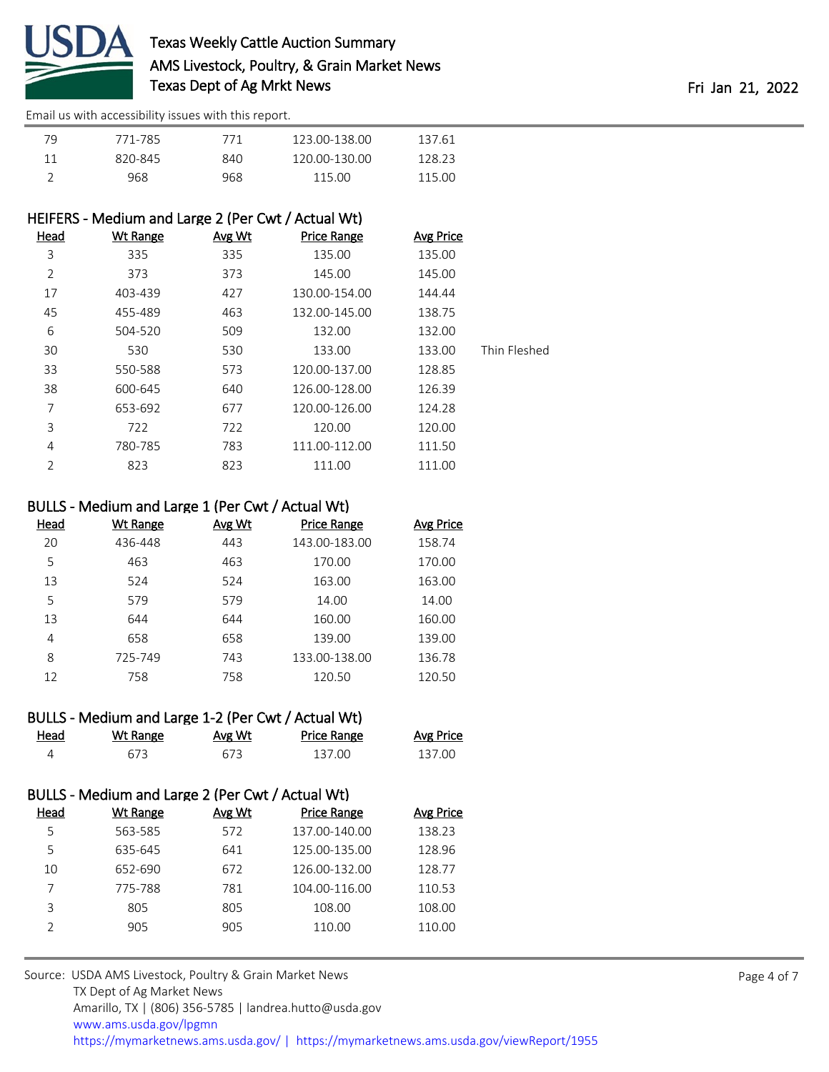| Head | Wt Range | Avg Wt | Price Range | Avg Price | |
|---|---|---|---|---|---|
| 79 | 771-785 | 771 | 123.00-138.00 | 137.61 | |
| 11 | 820-845 | 840 | 120.00-130.00 | 128.23 | |
| 2 | 968 | 968 | 115.00 | 115.00 | |

## HEIFERS - Medium and Large 2 (Per Cwt / Actual Wt)

| Head | Wt Range | Avg Wt | Price Range | Avg Price | |
|---|---|---|---|---|---|
| 3 | 335 | 335 | 135.00 | 135.00 | |
| 2 | 373 | 373 | 145.00 | 145.00 | |
| 17 | 403-439 | 427 | 130.00-154.00 | 144.44 | |
| 45 | 455-489 | 463 | 132.00-145.00 | 138.75 | |
| 6 | 504-520 | 509 | 132.00 | 132.00 | |
| 30 | 530 | 530 | 133.00 | 133.00 | Thin Fleshed |
| 33 | 550-588 | 573 | 120.00-137.00 | 128.85 | |
| 38 | 600-645 | 640 | 126.00-128.00 | 126.39 | |
| 7 | 653-692 | 677 | 120.00-126.00 | 124.28 | |
| 3 | 722 | 722 | 120.00 | 120.00 | |
| 4 | 780-785 | 783 | 111.00-112.00 | 111.50 | |
| 2 | 823 | 823 | 111.00 | 111.00 | |

## BULLS - Medium and Large 1 (Per Cwt / Actual Wt)

| Head | Wt Range | Avg Wt | Price Range | Avg Price |
|---|---|---|---|---|
| 20 | 436-448 | 443 | 143.00-183.00 | 158.74 |
| 5 | 463 | 463 | 170.00 | 170.00 |
| 13 | 524 | 524 | 163.00 | 163.00 |
| 5 | 579 | 579 | 14.00 | 14.00 |
| 13 | 644 | 644 | 160.00 | 160.00 |
| 4 | 658 | 658 | 139.00 | 139.00 |
| 8 | 725-749 | 743 | 133.00-138.00 | 136.78 |
| 12 | 758 | 758 | 120.50 | 120.50 |

## BULLS - Medium and Large 1-2 (Per Cwt / Actual Wt)

| Head | Wt Range | Avg Wt | Price Range | Avg Price |
|---|---|---|---|---|
| 4 | 673 | 673 | 137.00 | 137.00 |

## BULLS - Medium and Large 2 (Per Cwt / Actual Wt)

| Head | Wt Range | Avg Wt | Price Range | Avg Price |
|---|---|---|---|---|
| 5 | 563-585 | 572 | 137.00-140.00 | 138.23 |
| 5 | 635-645 | 641 | 125.00-135.00 | 128.96 |
| 10 | 652-690 | 672 | 126.00-132.00 | 128.77 |
| 7 | 775-788 | 781 | 104.00-116.00 | 110.53 |
| 3 | 805 | 805 | 108.00 | 108.00 |
| 2 | 905 | 905 | 110.00 | 110.00 |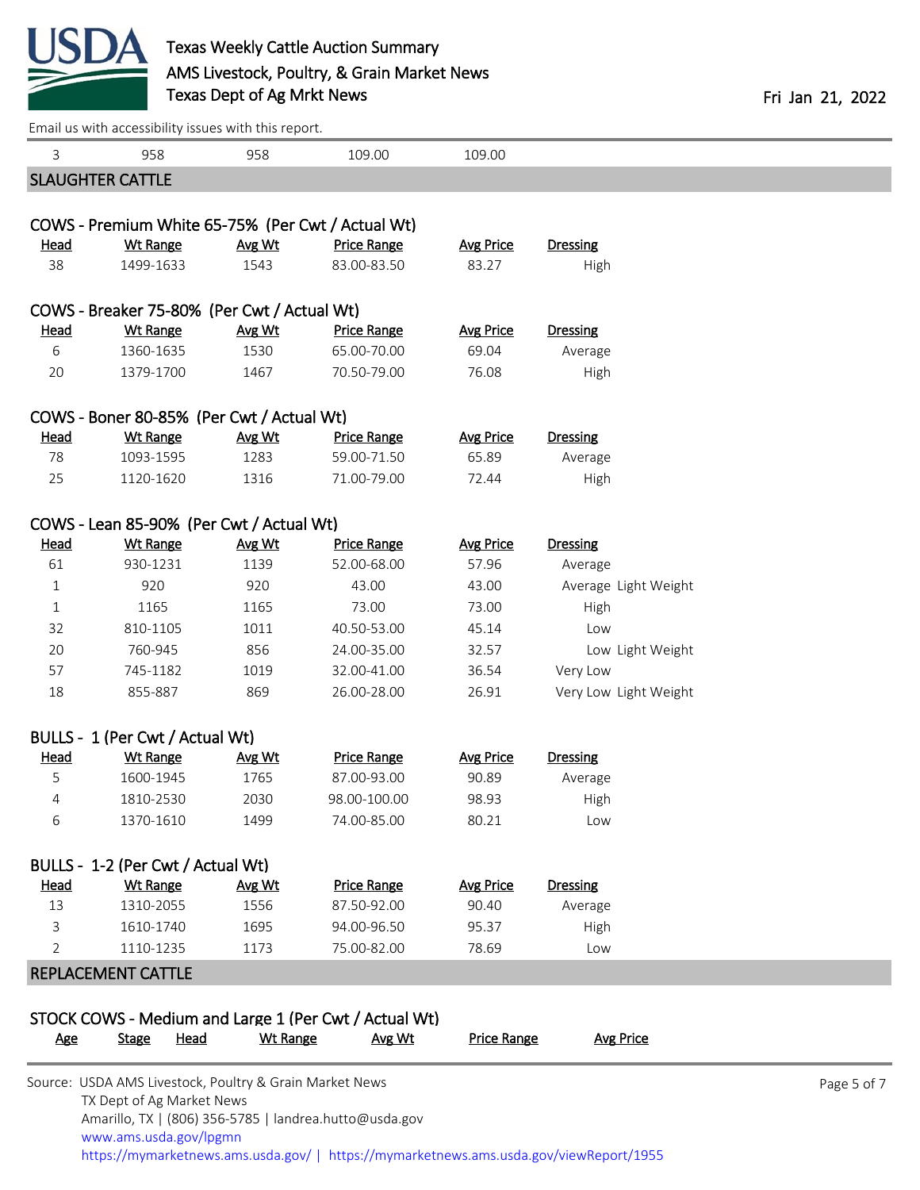| 3 | 958 | 958 | 109.00 | 109.00 | |
|---|---|---|---|---|---|

## SLAUGHTER CATTLE

### COWS - Premium White 65-75% (Per Cwt / Actual Wt)

| Head | Wt Range | Avg Wt | Price Range | Avg Price | Dressing |
|---|---|---|---|---|---|
| 38 | 1499-1633 | 1543 | 83.00-83.50 | 83.27 | High |

### COWS - Breaker 75-80% (Per Cwt / Actual Wt)

| Head | Wt Range | Avg Wt | Price Range | Avg Price | Dressing |
|---|---|---|---|---|---|
| 6 | 1360-1635 | 1530 | 65.00-70.00 | 69.04 | Average |
| 20 | 1379-1700 | 1467 | 70.50-79.00 | 76.08 | High |

### COWS - Boner 80-85% (Per Cwt / Actual Wt)

| Head | Wt Range | Avg Wt | Price Range | Avg Price | Dressing |
|---|---|---|---|---|---|
| 78 | 1093-1595 | 1283 | 59.00-71.50 | 65.89 | Average |
| 25 | 1120-1620 | 1316 | 71.00-79.00 | 72.44 | High |

### COWS - Lean 85-90% (Per Cwt / Actual Wt)

| Head | Wt Range | Avg Wt | Price Range | Avg Price | Dressing |
|---|---|---|---|---|---|
| 61 | 930-1231 | 1139 | 52.00-68.00 | 57.96 | Average |
| 1 | 920 | 920 | 43.00 | 43.00 | Average Light Weight |
| 1 | 1165 | 1165 | 73.00 | 73.00 | High |
| 32 | 810-1105 | 1011 | 40.50-53.00 | 45.14 | Low |
| 20 | 760-945 | 856 | 24.00-35.00 | 32.57 | Low Light Weight |
| 57 | 745-1182 | 1019 | 32.00-41.00 | 36.54 | Very Low |
| 18 | 855-887 | 869 | 26.00-28.00 | 26.91 | Very Low Light Weight |

### BULLS - 1 (Per Cwt / Actual Wt)

| Head | Wt Range | Avg Wt | Price Range | Avg Price | Dressing |
|---|---|---|---|---|---|
| 5 | 1600-1945 | 1765 | 87.00-93.00 | 90.89 | Average |
| 4 | 1810-2530 | 2030 | 98.00-100.00 | 98.93 | High |
| 6 | 1370-1610 | 1499 | 74.00-85.00 | 80.21 | Low |

### BULLS - 1-2 (Per Cwt / Actual Wt)

| Head | Wt Range | Avg Wt | Price Range | Avg Price | Dressing |
|---|---|---|---|---|---|
| 13 | 1310-2055 | 1556 | 87.50-92.00 | 90.40 | Average |
| 3 | 1610-1740 | 1695 | 94.00-96.50 | 95.37 | High |
| 2 | 1110-1235 | 1173 | 75.00-82.00 | 78.69 | Low |

## REPLACEMENT CATTLE

### STOCK COWS - Medium and Large 1 (Per Cwt / Actual Wt)

| Age | Stage | Head | Wt Range | Avg Wt | Price Range | Avg Price |
|---|---|---|---|---|---|---|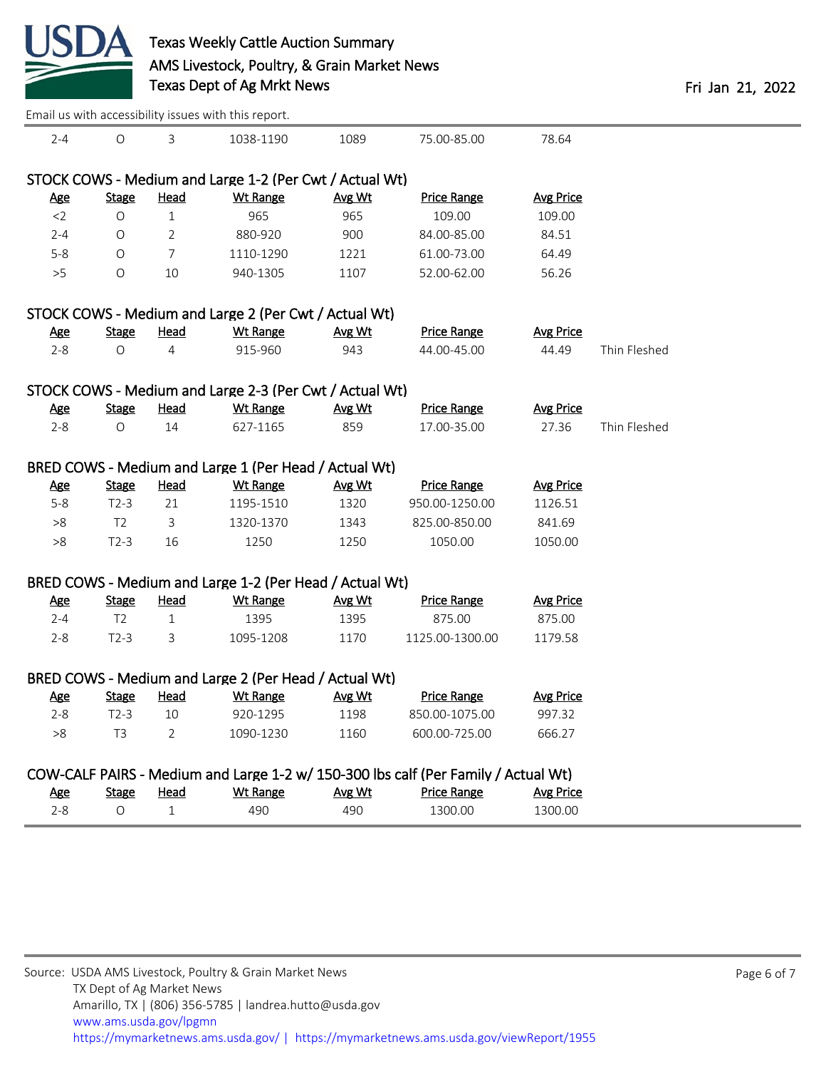| Age | Stage | Head | Wt Range | Avg Wt | Price Range | Avg Price | |
|---|---|---|---|---|---|---|---|
| 2-4 | O | 3 | 1038-1190 | 1089 | 75.00-85.00 | 78.64 | |

### STOCK COWS - Medium and Large 1-2 (Per Cwt / Actual Wt)

| Age | Stage | Head | Wt Range | Avg Wt | Price Range | Avg Price |
|---|---|---|---|---|---|---|
| <2 | O | 1 | 965 | 965 | 109.00 | 109.00 |
| 2-4 | O | 2 | 880-920 | 900 | 84.00-85.00 | 84.51 |
| 5-8 | O | 7 | 1110-1290 | 1221 | 61.00-73.00 | 64.49 |
| >5 | O | 10 | 940-1305 | 1107 | 52.00-62.00 | 56.26 |

### STOCK COWS - Medium and Large 2 (Per Cwt / Actual Wt)

| Age | Stage | Head | Wt Range | Avg Wt | Price Range | Avg Price | |
|---|---|---|---|---|---|---|---|
| 2-8 | O | 4 | 915-960 | 943 | 44.00-45.00 | 44.49 | Thin Fleshed |

### STOCK COWS - Medium and Large 2-3 (Per Cwt / Actual Wt)

| Age | Stage | Head | Wt Range | Avg Wt | Price Range | Avg Price | |
|---|---|---|---|---|---|---|---|
| 2-8 | O | 14 | 627-1165 | 859 | 17.00-35.00 | 27.36 | Thin Fleshed |

### BRED COWS - Medium and Large 1 (Per Head / Actual Wt)

| Age | Stage | Head | Wt Range | Avg Wt | Price Range | Avg Price |
|---|---|---|---|---|---|---|
| 5-8 | T2-3 | 21 | 1195-1510 | 1320 | 950.00-1250.00 | 1126.51 |
| >8 | T2 | 3 | 1320-1370 | 1343 | 825.00-850.00 | 841.69 |
| >8 | T2-3 | 16 | 1250 | 1250 | 1050.00 | 1050.00 |

### BRED COWS - Medium and Large 1-2 (Per Head / Actual Wt)

| Age | Stage | Head | Wt Range | Avg Wt | Price Range | Avg Price |
|---|---|---|---|---|---|---|
| 2-4 | T2 | 1 | 1395 | 1395 | 875.00 | 875.00 |
| 2-8 | T2-3 | 3 | 1095-1208 | 1170 | 1125.00-1300.00 | 1179.58 |

### BRED COWS - Medium and Large 2 (Per Head / Actual Wt)

| Age | Stage | Head | Wt Range | Avg Wt | Price Range | Avg Price |
|---|---|---|---|---|---|---|
| 2-8 | T2-3 | 10 | 920-1295 | 1198 | 850.00-1075.00 | 997.32 |
| >8 | T3 | 2 | 1090-1230 | 1160 | 600.00-725.00 | 666.27 |

### COW-CALF PAIRS - Medium and Large 1-2 w/ 150-300 lbs calf (Per Family / Actual Wt)

| Age | Stage | Head | Wt Range | Avg Wt | Price Range | Avg Price |
|---|---|---|---|---|---|---|
| 2-8 | O | 1 | 490 | 490 | 1300.00 | 1300.00 |

Source: USDA AMS Livestock, Poultry & Grain Market News
TX Dept of Ag Market News
Amarillo, TX | (806) 356-5785 | landrea.hutto@usda.gov
www.ams.usda.gov/lpgmn
https://mymarketnews.ams.usda.gov/ | https://mymarketnews.ams.usda.gov/viewReport/1955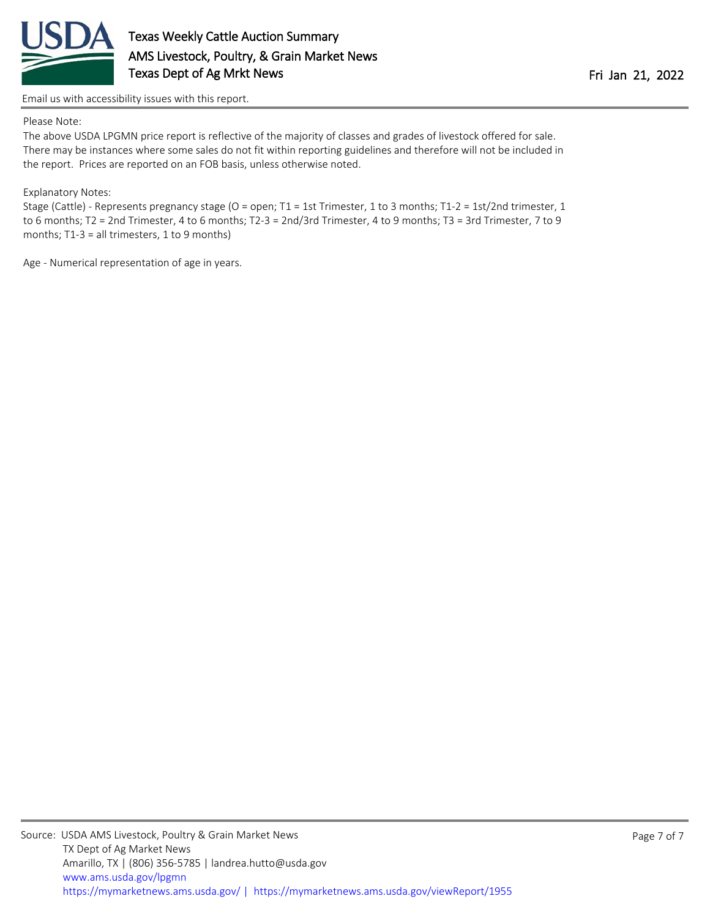Please Note:

The above USDA LPGMN price report is reflective of the majority of classes and grades of livestock offered for sale. There may be instances where some sales do not fit within reporting guidelines and therefore will not be included in the report. Prices are reported on an FOB basis, unless otherwise noted.

Explanatory Notes:

Stage (Cattle) - Represents pregnancy stage (O = open; T1 = 1st Trimester, 1 to 3 months; T1-2 = 1st/2nd trimester, 1 to 6 months; T2 = 2nd Trimester, 4 to 6 months; T2-3 = 2nd/3rd Trimester, 4 to 9 months; T3 = 3rd Trimester, 7 to 9 months; T1-3 = all trimesters, 1 to 9 months)

Age - Numerical representation of age in years.

Source: USDA AMS Livestock, Poultry & Grain Market News
TX Dept of Ag Market News
Amarillo, TX | (806) 356-5785 | landrea.hutto@usda.gov
www.ams.usda.gov/lpgmn
https://mymarketnews.ams.usda.gov/ | https://mymarketnews.ams.usda.gov/viewReport/1955